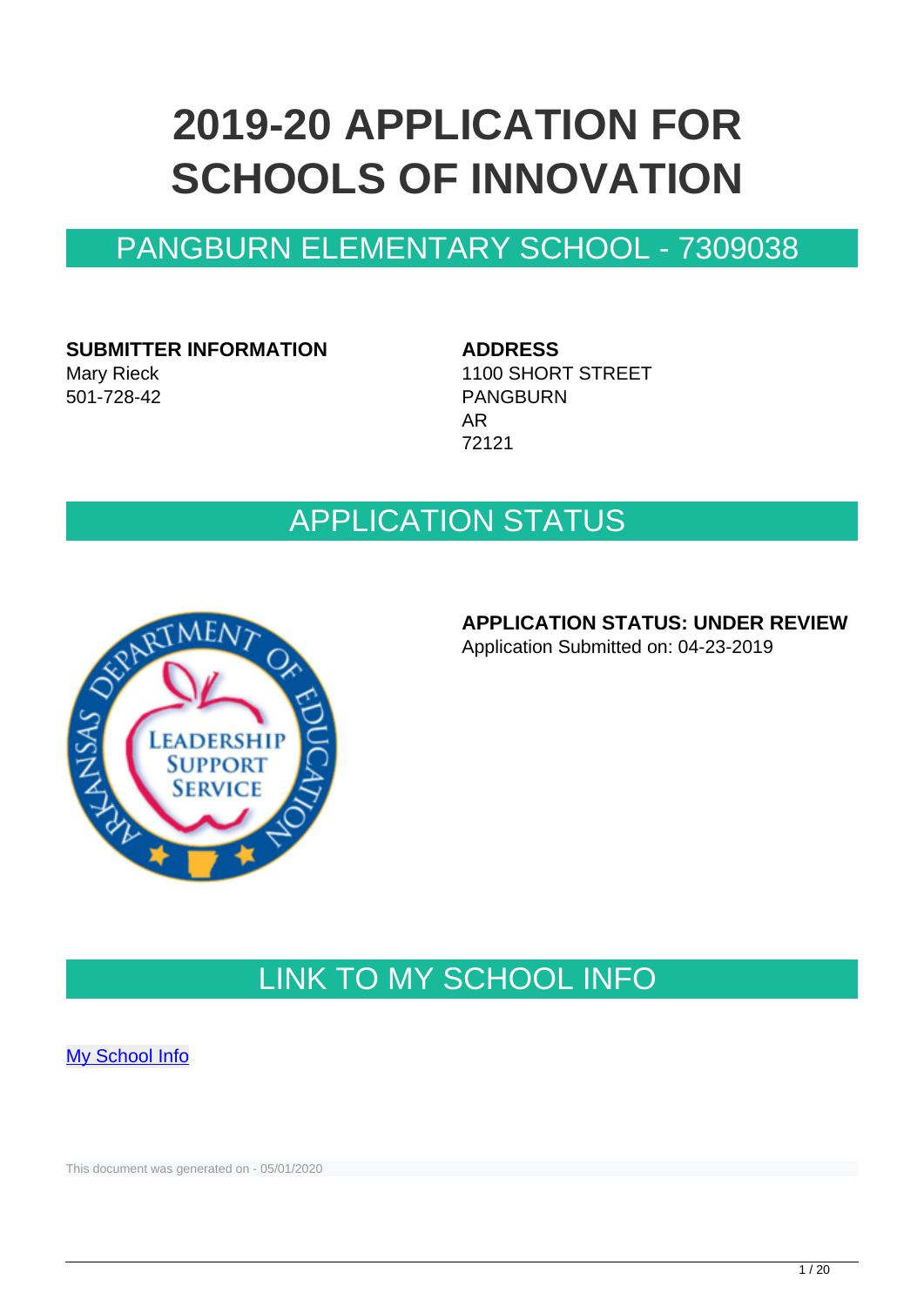# 2019-20 APPLICATION FOR SCHOOLS OF INNOVATION

## PANGBURN ELEMENTARY SCHOOL - 7309038

**SUBMITTER INFORMATION**
Mary Rieck
501-728-42

**ADDRESS**
1100 SHORT STREET
PANGBURN
AR
72121

## APPLICATION STATUS

**APPLICATION STATUS: UNDER REVIEW**
Application Submitted on: 04-23-2019

## LINK TO MY SCHOOL INFO

[My School Info]

This document was generated on - 05/01/2020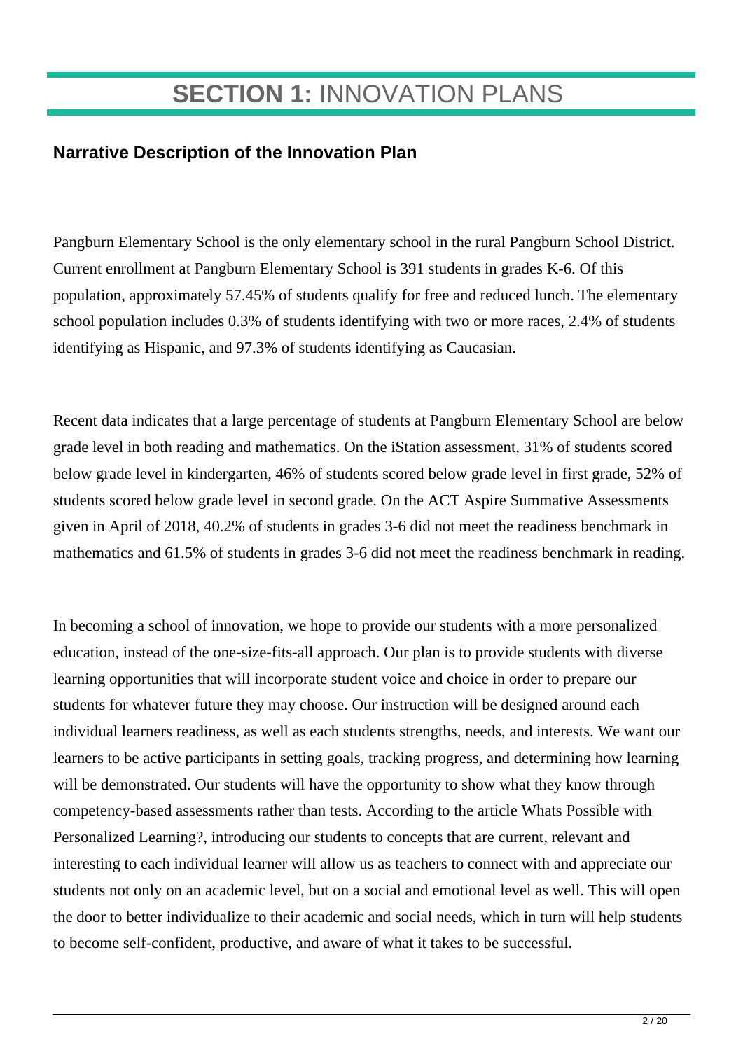# **SECTION 1:** INNOVATION PLANS

## Narrative Description of the Innovation Plan

Pangburn Elementary School is the only elementary school in the rural Pangburn School District. Current enrollment at Pangburn Elementary School is 391 students in grades K-6. Of this population, approximately 57.45% of students qualify for free and reduced lunch. The elementary school population includes 0.3% of students identifying with two or more races, 2.4% of students identifying as Hispanic, and 97.3% of students identifying as Caucasian.

Recent data indicates that a large percentage of students at Pangburn Elementary School are below grade level in both reading and mathematics. On the iStation assessment, 31% of students scored below grade level in kindergarten, 46% of students scored below grade level in first grade, 52% of students scored below grade level in second grade. On the ACT Aspire Summative Assessments given in April of 2018, 40.2% of students in grades 3-6 did not meet the readiness benchmark in mathematics and 61.5% of students in grades 3-6 did not meet the readiness benchmark in reading.

In becoming a school of innovation, we hope to provide our students with a more personalized education, instead of the one-size-fits-all approach. Our plan is to provide students with diverse learning opportunities that will incorporate student voice and choice in order to prepare our students for whatever future they may choose. Our instruction will be designed around each individual learners readiness, as well as each students strengths, needs, and interests. We want our learners to be active participants in setting goals, tracking progress, and determining how learning will be demonstrated. Our students will have the opportunity to show what they know through competency-based assessments rather than tests. According to the article Whats Possible with Personalized Learning?, introducing our students to concepts that are current, relevant and interesting to each individual learner will allow us as teachers to connect with and appreciate our students not only on an academic level, but on a social and emotional level as well. This will open the door to better individualize to their academic and social needs, which in turn will help students to become self-confident, productive, and aware of what it takes to be successful.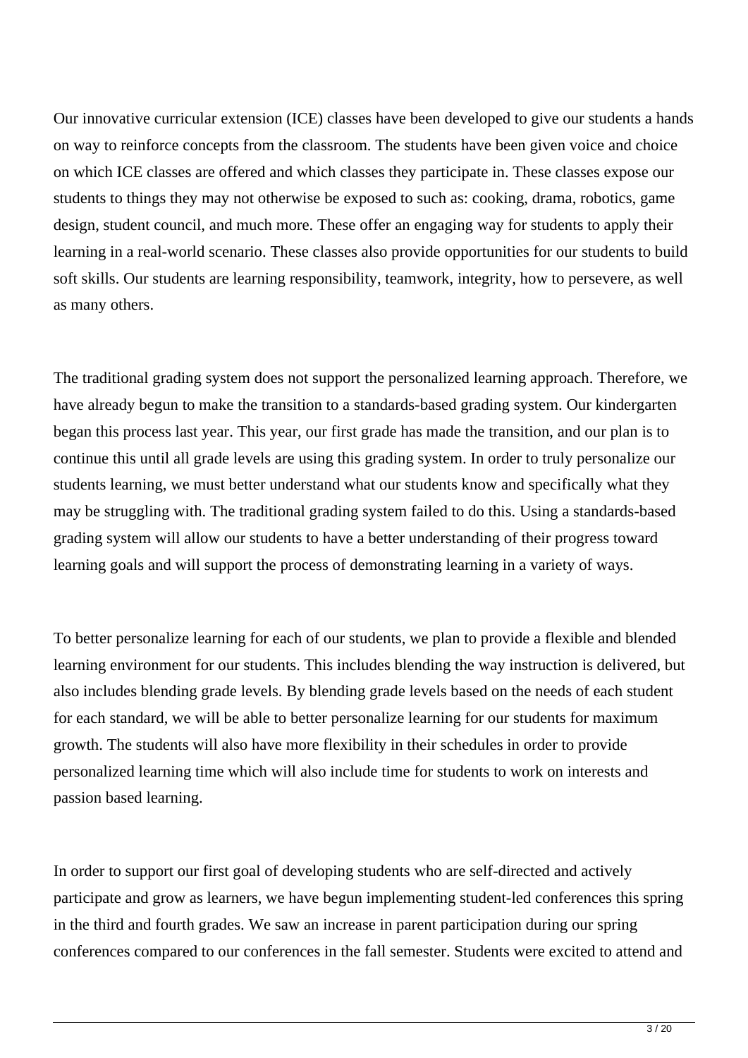Our innovative curricular extension (ICE) classes have been developed to give our students a hands on way to reinforce concepts from the classroom. The students have been given voice and choice on which ICE classes are offered and which classes they participate in. These classes expose our students to things they may not otherwise be exposed to such as: cooking, drama, robotics, game design, student council, and much more. These offer an engaging way for students to apply their learning in a real-world scenario. These classes also provide opportunities for our students to build soft skills. Our students are learning responsibility, teamwork, integrity, how to persevere, as well as many others.

The traditional grading system does not support the personalized learning approach. Therefore, we have already begun to make the transition to a standards-based grading system. Our kindergarten began this process last year. This year, our first grade has made the transition, and our plan is to continue this until all grade levels are using this grading system. In order to truly personalize our students learning, we must better understand what our students know and specifically what they may be struggling with. The traditional grading system failed to do this. Using a standards-based grading system will allow our students to have a better understanding of their progress toward learning goals and will support the process of demonstrating learning in a variety of ways.

To better personalize learning for each of our students, we plan to provide a flexible and blended learning environment for our students. This includes blending the way instruction is delivered, but also includes blending grade levels. By blending grade levels based on the needs of each student for each standard, we will be able to better personalize learning for our students for maximum growth. The students will also have more flexibility in their schedules in order to provide personalized learning time which will also include time for students to work on interests and passion based learning.

In order to support our first goal of developing students who are self-directed and actively participate and grow as learners, we have begun implementing student-led conferences this spring in the third and fourth grades. We saw an increase in parent participation during our spring conferences compared to our conferences in the fall semester. Students were excited to attend and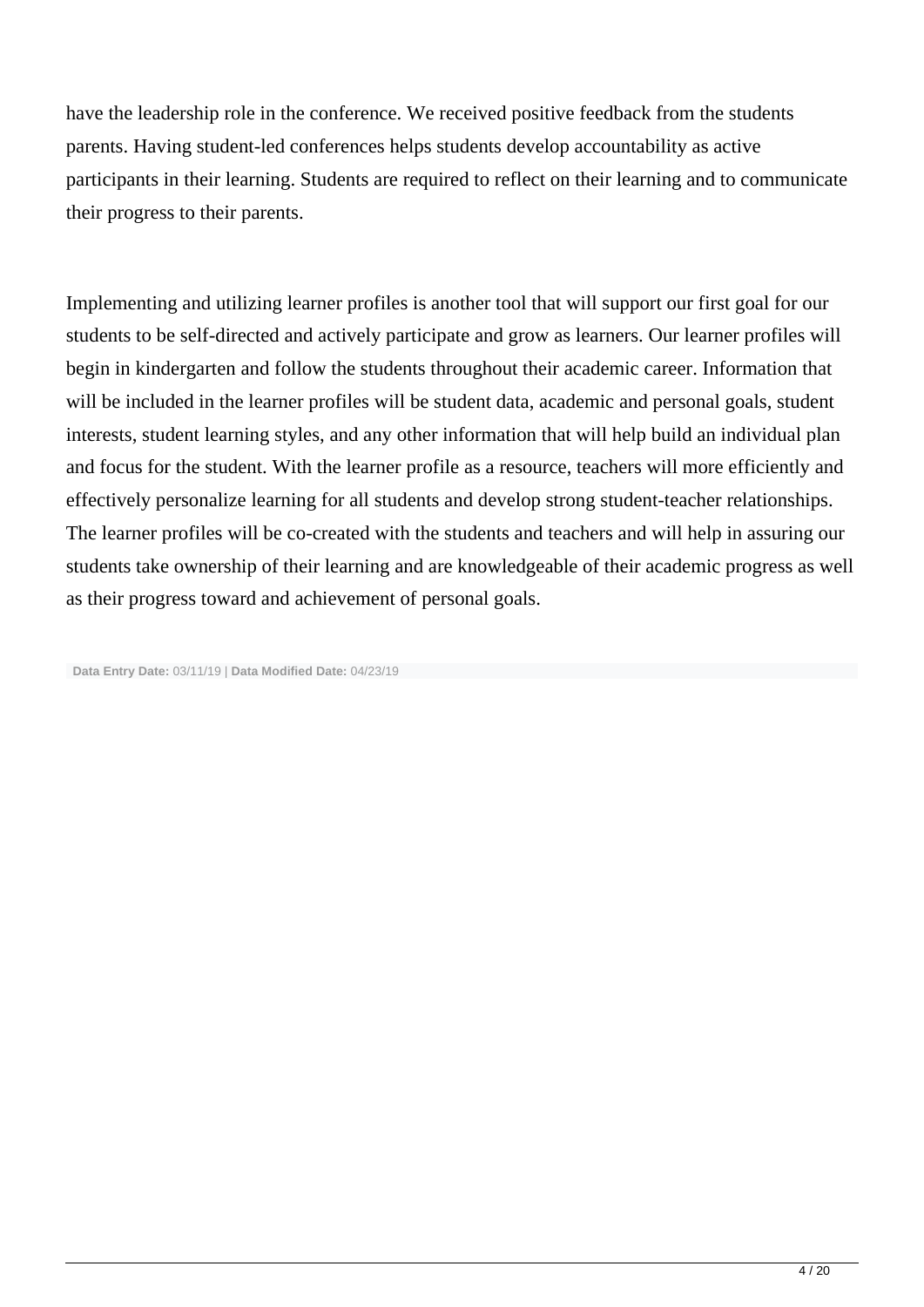have the leadership role in the conference. We received positive feedback from the students parents. Having student-led conferences helps students develop accountability as active participants in their learning. Students are required to reflect on their learning and to communicate their progress to their parents.

Implementing and utilizing learner profiles is another tool that will support our first goal for our students to be self-directed and actively participate and grow as learners. Our learner profiles will begin in kindergarten and follow the students throughout their academic career. Information that will be included in the learner profiles will be student data, academic and personal goals, student interests, student learning styles, and any other information that will help build an individual plan and focus for the student. With the learner profile as a resource, teachers will more efficiently and effectively personalize learning for all students and develop strong student-teacher relationships. The learner profiles will be co-created with the students and teachers and will help in assuring our students take ownership of their learning and are knowledgeable of their academic progress as well as their progress toward and achievement of personal goals.

**Data Entry Date:** 03/11/19 | **Data Modified Date:** 04/23/19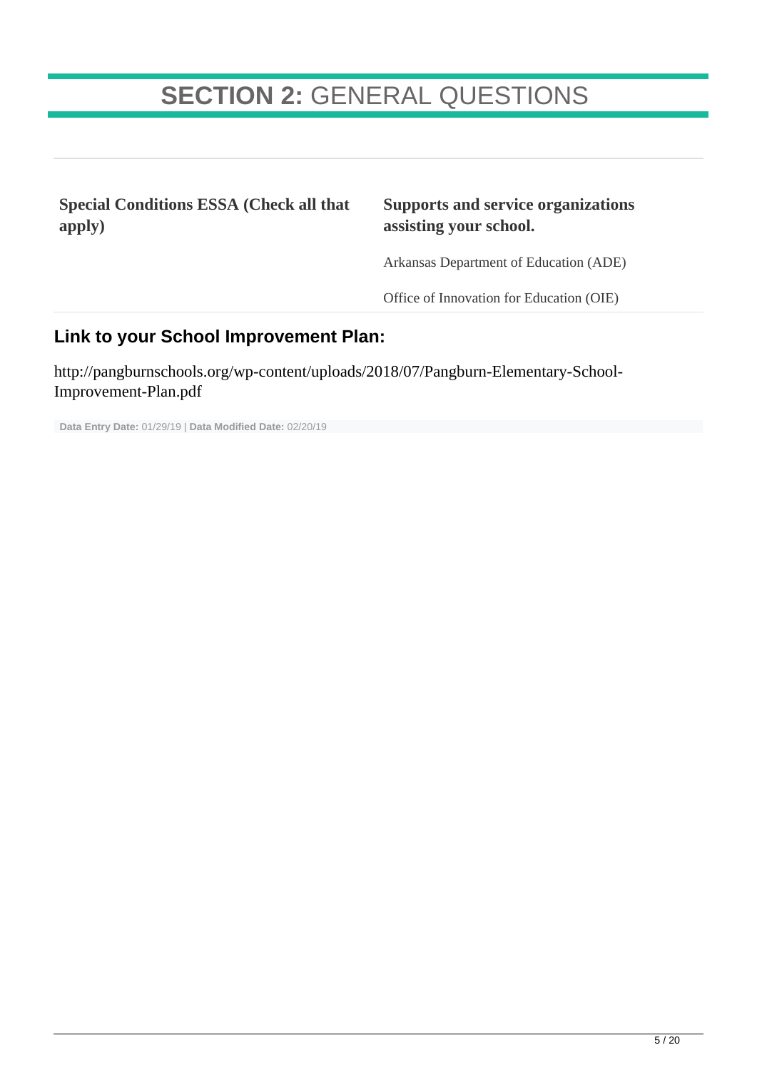# **SECTION 2:** GENERAL QUESTIONS

| **Special Conditions ESSA (Check all that apply)** | **Supports and service organizations assisting your school.** |
| --- | --- |
| | Arkansas Department of Education (ADE) |
| | Office of Innovation for Education (OIE) |

## Link to your School Improvement Plan:

http://pangburnschools.org/wp-content/uploads/2018/07/Pangburn-Elementary-School-Improvement-Plan.pdf

**Data Entry Date:** 01/29/19 | **Data Modified Date:** 02/20/19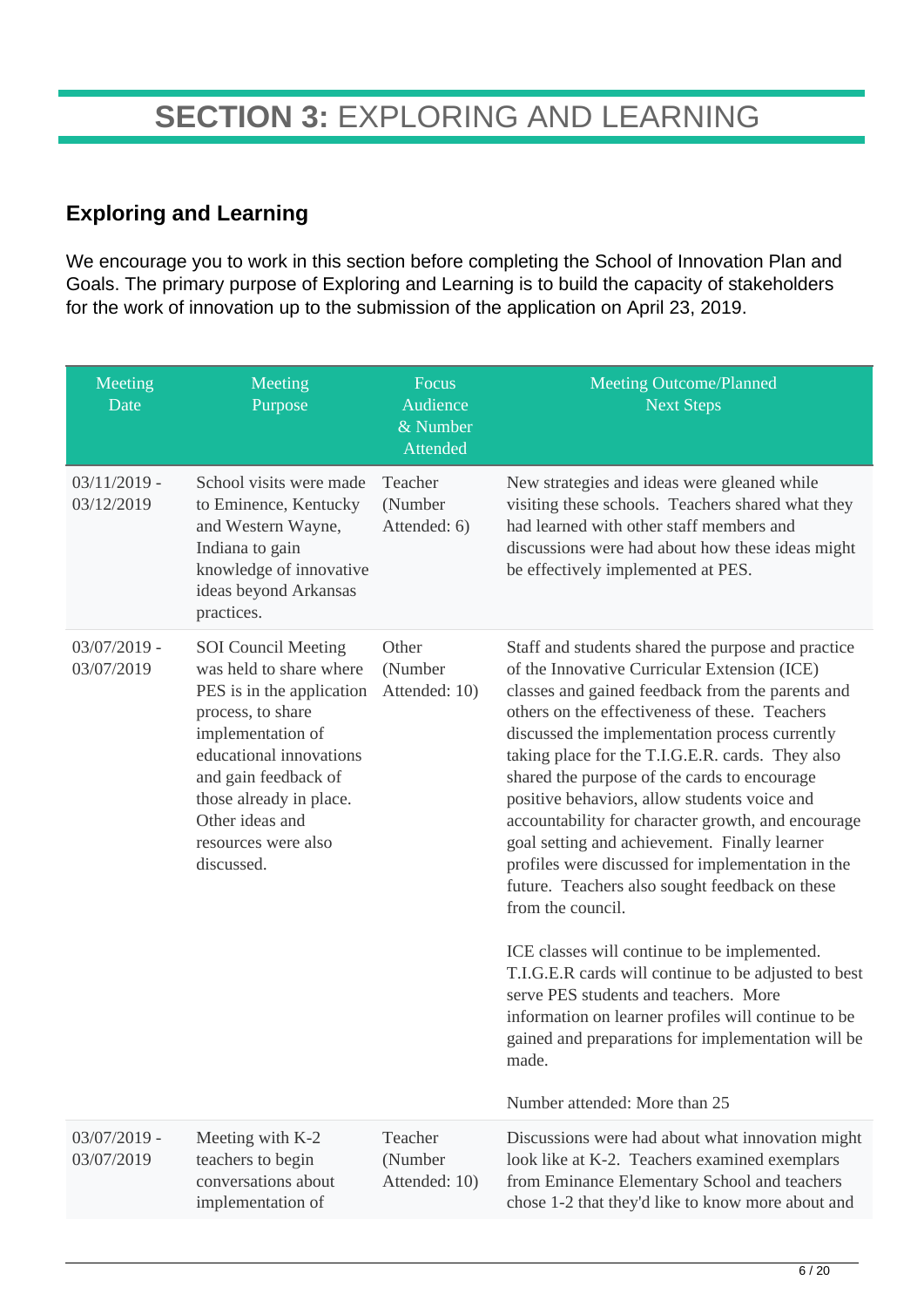# SECTION 3: EXPLORING AND LEARNING

## Exploring and Learning

We encourage you to work in this section before completing the School of Innovation Plan and Goals. The primary purpose of Exploring and Learning is to build the capacity of stakeholders for the work of innovation up to the submission of the application on April 23, 2019.

| Meeting Date | Meeting Purpose | Focus Audience & Number Attended | Meeting Outcome/Planned Next Steps |
|---|---|---|---|
| 03/11/2019 - 03/12/2019 | School visits were made to Eminence, Kentucky and Western Wayne, Indiana to gain knowledge of innovative ideas beyond Arkansas practices. | Teacher (Number Attended: 6) | New strategies and ideas were gleaned while visiting these schools. Teachers shared what they had learned with other staff members and discussions were had about how these ideas might be effectively implemented at PES. |
| 03/07/2019 - 03/07/2019 | SOI Council Meeting was held to share where PES is in the application process, to share implementation of educational innovations and gain feedback of those already in place. Other ideas and resources were also discussed. | Other (Number Attended: 10) | Staff and students shared the purpose and practice of the Innovative Curricular Extension (ICE) classes and gained feedback from the parents and others on the effectiveness of these. Teachers discussed the implementation process currently taking place for the T.I.G.E.R. cards. They also shared the purpose of the cards to encourage positive behaviors, allow students voice and accountability for character growth, and encourage goal setting and achievement. Finally learner profiles were discussed for implementation in the future. Teachers also sought feedback on these from the council.<br><br>ICE classes will continue to be implemented. T.I.G.E.R cards will continue to be adjusted to best serve PES students and teachers. More information on learner profiles will continue to be gained and preparations for implementation will be made.<br><br>Number attended: More than 25 |
| 03/07/2019 - 03/07/2019 | Meeting with K-2 teachers to begin conversations about implementation of | Teacher (Number Attended: 10) | Discussions were had about what innovation might look like at K-2. Teachers examined exemplars from Eminance Elementary School and teachers chose 1-2 that they'd like to know more about and |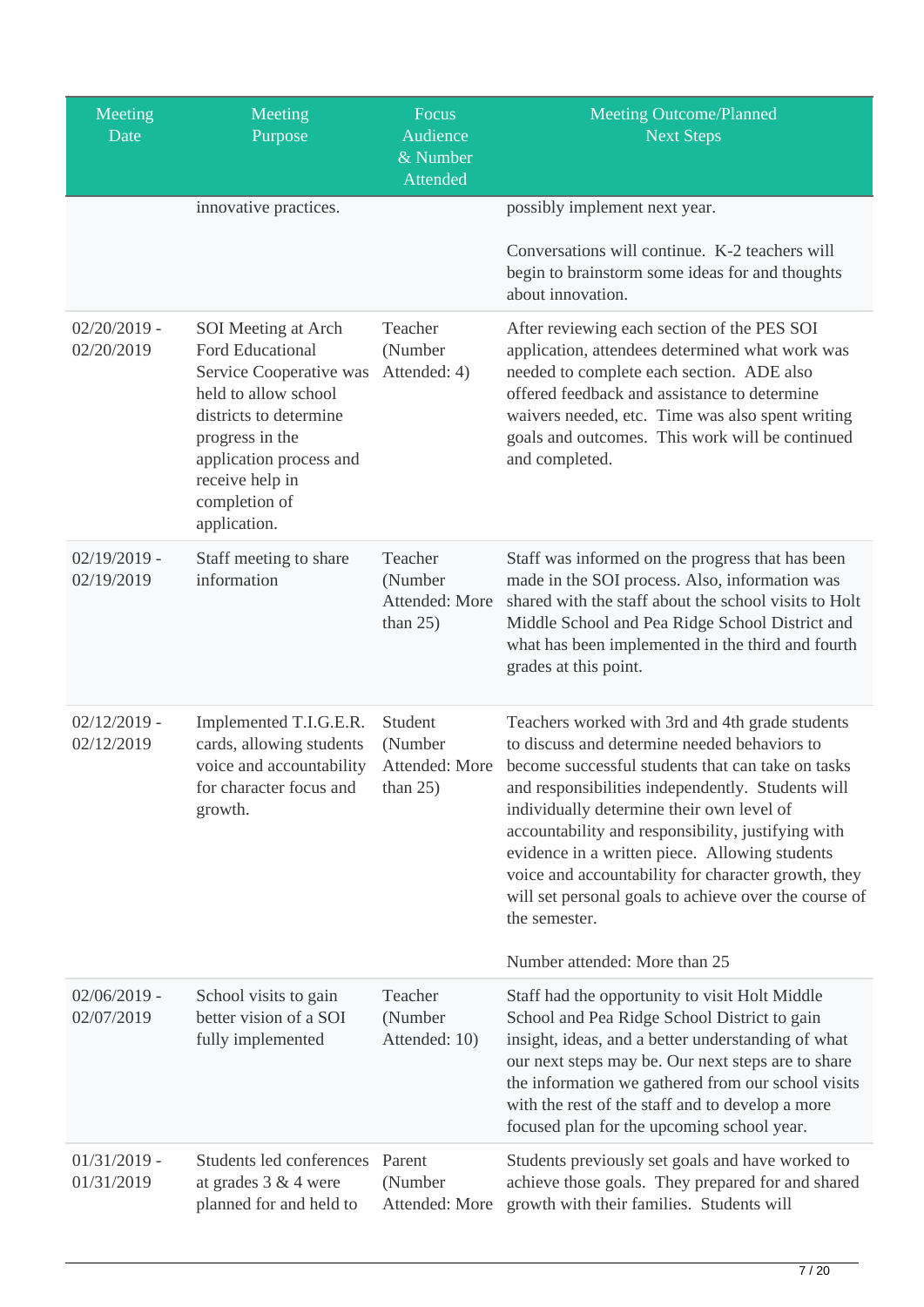| Meeting Date | Meeting Purpose | Focus Audience & Number Attended | Meeting Outcome/Planned Next Steps |
|---|---|---|---|
| | innovative practices. | | possibly implement next year.<br><br>Conversations will continue. K-2 teachers will begin to brainstorm some ideas for and thoughts about innovation. |
| 02/20/2019 - 02/20/2019 | SOI Meeting at Arch Ford Educational Service Cooperative was held to allow school districts to determine progress in the application process and receive help in completion of application. | Teacher (Number Attended: 4) | After reviewing each section of the PES SOI application, attendees determined what work was needed to complete each section. ADE also offered feedback and assistance to determine waivers needed, etc. Time was also spent writing goals and outcomes. This work will be continued and completed. |
| 02/19/2019 - 02/19/2019 | Staff meeting to share information | Teacher (Number Attended: More than 25) | Staff was informed on the progress that has been made in the SOI process. Also, information was shared with the staff about the school visits to Holt Middle School and Pea Ridge School District and what has been implemented in the third and fourth grades at this point. |
| 02/12/2019 - 02/12/2019 | Implemented T.I.G.E.R. cards, allowing students voice and accountability for character focus and growth. | Student (Number Attended: More than 25) | Teachers worked with 3rd and 4th grade students to discuss and determine needed behaviors to become successful students that can take on tasks and responsibilities independently. Students will individually determine their own level of accountability and responsibility, justifying with evidence in a written piece. Allowing students voice and accountability for character growth, they will set personal goals to achieve over the course of the semester.<br><br>Number attended: More than 25 |
| 02/06/2019 - 02/07/2019 | School visits to gain better vision of a SOI fully implemented | Teacher (Number Attended: 10) | Staff had the opportunity to visit Holt Middle School and Pea Ridge School District to gain insight, ideas, and a better understanding of what our next steps may be. Our next steps are to share the information we gathered from our school visits with the rest of the staff and to develop a more focused plan for the upcoming school year. |
| 01/31/2019 - 01/31/2019 | Students led conferences at grades 3 & 4 were planned for and held to | Parent (Number Attended: More | Students previously set goals and have worked to achieve those goals. They prepared for and shared growth with their families. Students will |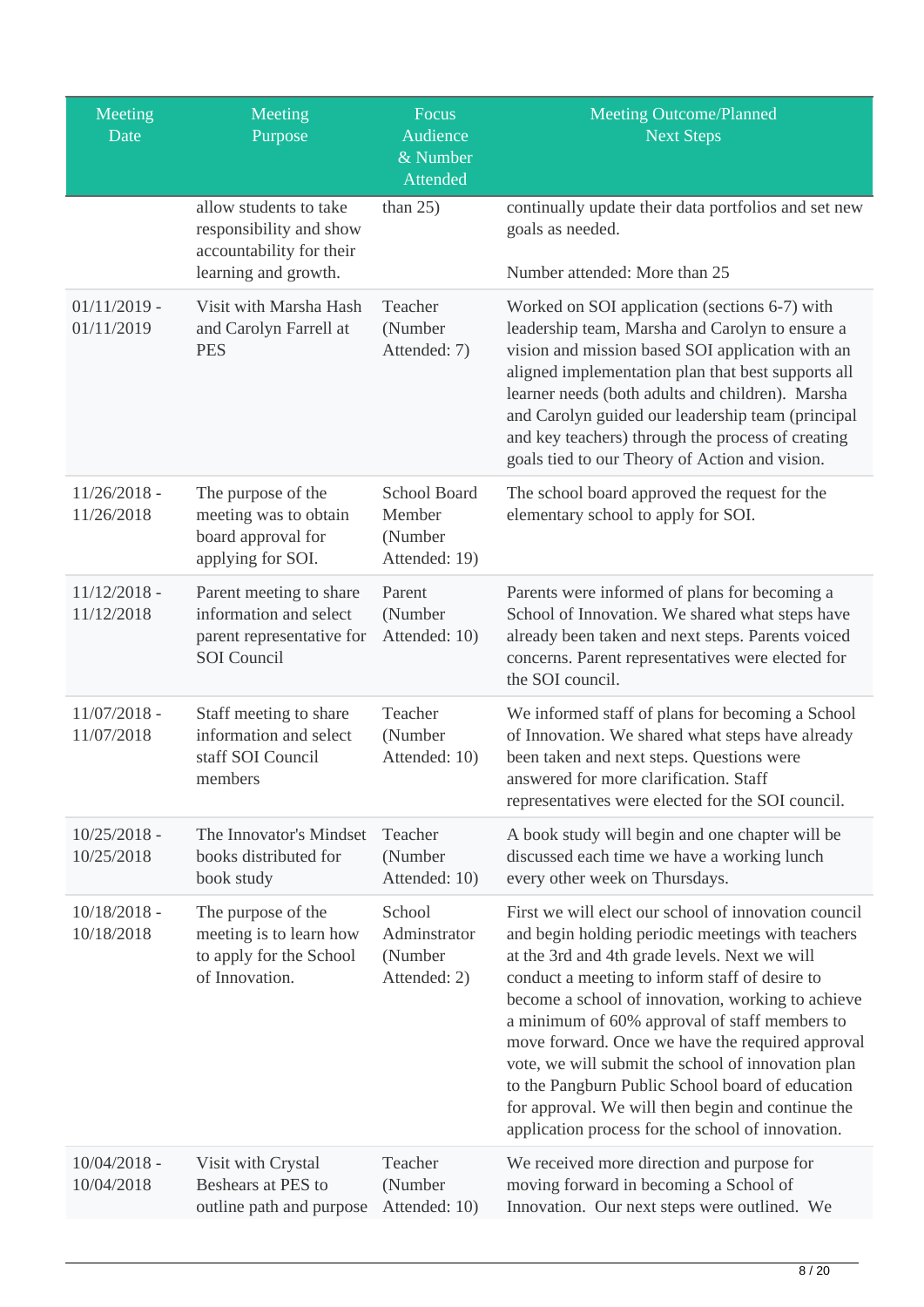| Meeting Date | Meeting Purpose | Focus Audience & Number Attended | Meeting Outcome/Planned Next Steps |
|---|---|---|---|
| | allow students to take responsibility and show accountability for their learning and growth. | than 25) | continually update their data portfolios and set new goals as needed.<br><br>Number attended: More than 25 |
| 01/11/2019 - 01/11/2019 | Visit with Marsha Hash and Carolyn Farrell at PES | Teacher (Number Attended: 7) | Worked on SOI application (sections 6-7) with leadership team, Marsha and Carolyn to ensure a vision and mission based SOI application with an aligned implementation plan that best supports all learner needs (both adults and children). Marsha and Carolyn guided our leadership team (principal and key teachers) through the process of creating goals tied to our Theory of Action and vision. |
| 11/26/2018 - 11/26/2018 | The purpose of the meeting was to obtain board approval for applying for SOI. | School Board Member (Number Attended: 19) | The school board approved the request for the elementary school to apply for SOI. |
| 11/12/2018 - 11/12/2018 | Parent meeting to share information and select parent representative for SOI Council | Parent (Number Attended: 10) | Parents were informed of plans for becoming a School of Innovation. We shared what steps have already been taken and next steps. Parents voiced concerns. Parent representatives were elected for the SOI council. |
| 11/07/2018 - 11/07/2018 | Staff meeting to share information and select staff SOI Council members | Teacher (Number Attended: 10) | We informed staff of plans for becoming a School of Innovation. We shared what steps have already been taken and next steps. Questions were answered for more clarification. Staff representatives were elected for the SOI council. |
| 10/25/2018 - 10/25/2018 | The Innovator's Mindset books distributed for book study | Teacher (Number Attended: 10) | A book study will begin and one chapter will be discussed each time we have a working lunch every other week on Thursdays. |
| 10/18/2018 - 10/18/2018 | The purpose of the meeting is to learn how to apply for the School of Innovation. | School Adminstrator (Number Attended: 2) | First we will elect our school of innovation council and begin holding periodic meetings with teachers at the 3rd and 4th grade levels. Next we will conduct a meeting to inform staff of desire to become a school of innovation, working to achieve a minimum of 60% approval of staff members to move forward. Once we have the required approval vote, we will submit the school of innovation plan to the Pangburn Public School board of education for approval. We will then begin and continue the application process for the school of innovation. |
| 10/04/2018 - 10/04/2018 | Visit with Crystal Beshears at PES to outline path and purpose | Teacher (Number Attended: 10) | We received more direction and purpose for moving forward in becoming a School of Innovation. Our next steps were outlined. We |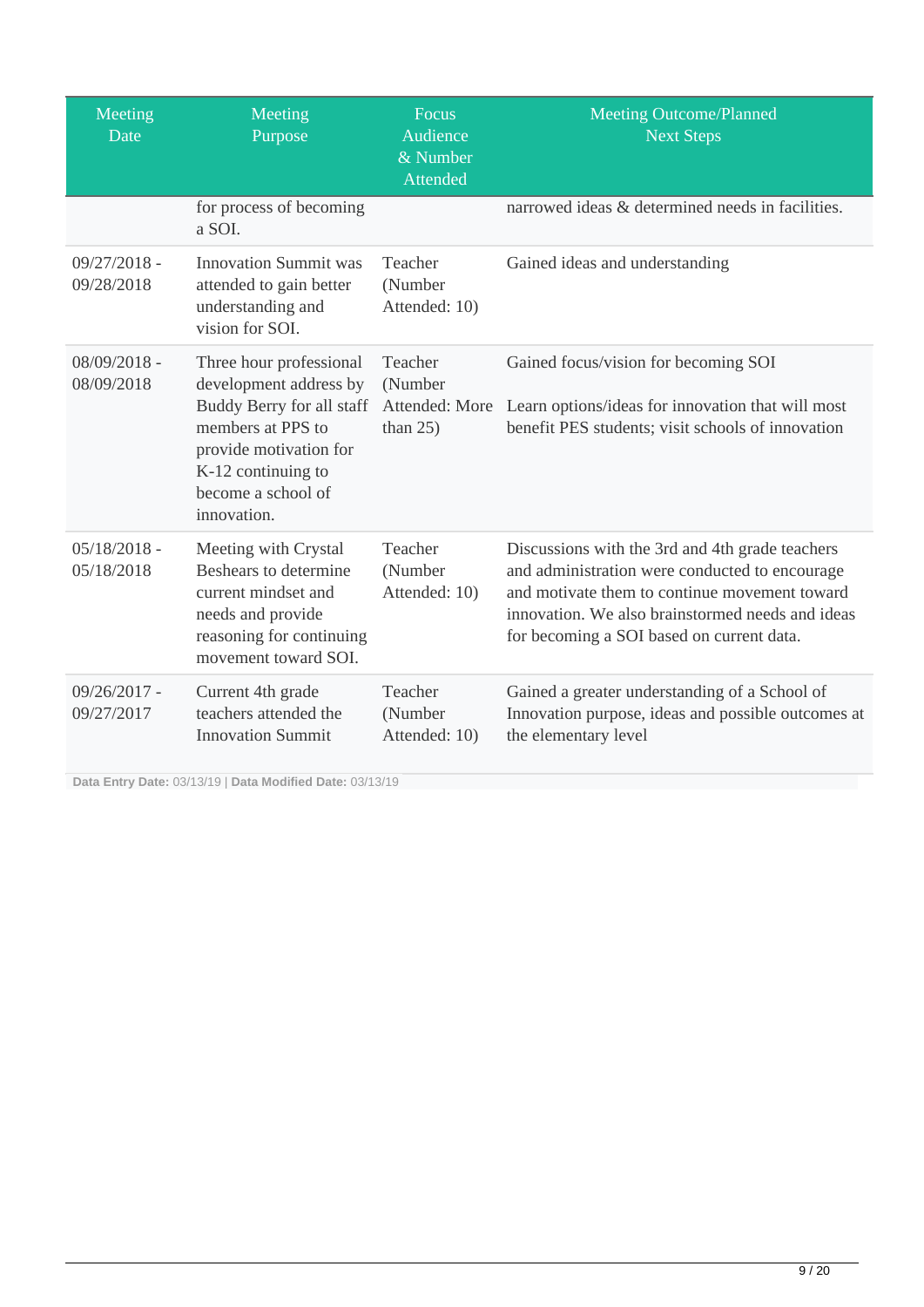| Meeting Date | Meeting Purpose | Focus Audience & Number Attended | Meeting Outcome/Planned Next Steps |
| --- | --- | --- | --- |
| | for process of becoming a SOI. | | narrowed ideas & determined needs in facilities. |
| 09/27/2018 - 09/28/2018 | Innovation Summit was attended to gain better understanding and vision for SOI. | Teacher (Number Attended: 10) | Gained ideas and understanding |
| 08/09/2018 - 08/09/2018 | Three hour professional development address by Buddy Berry for all staff members at PPS to provide motivation for K-12 continuing to become a school of innovation. | Teacher (Number Attended: More than 25) | Gained focus/vision for becoming SOI<br><br>Learn options/ideas for innovation that will most benefit PES students; visit schools of innovation |
| 05/18/2018 - 05/18/2018 | Meeting with Crystal Beshears to determine current mindset and needs and provide reasoning for continuing movement toward SOI. | Teacher (Number Attended: 10) | Discussions with the 3rd and 4th grade teachers and administration were conducted to encourage and motivate them to continue movement toward innovation. We also brainstormed needs and ideas for becoming a SOI based on current data. |
| 09/26/2017 - 09/27/2017 | Current 4th grade teachers attended the Innovation Summit | Teacher (Number Attended: 10) | Gained a greater understanding of a School of Innovation purpose, ideas and possible outcomes at the elementary level |

**Data Entry Date:** 03/13/19 | **Data Modified Date:** 03/13/19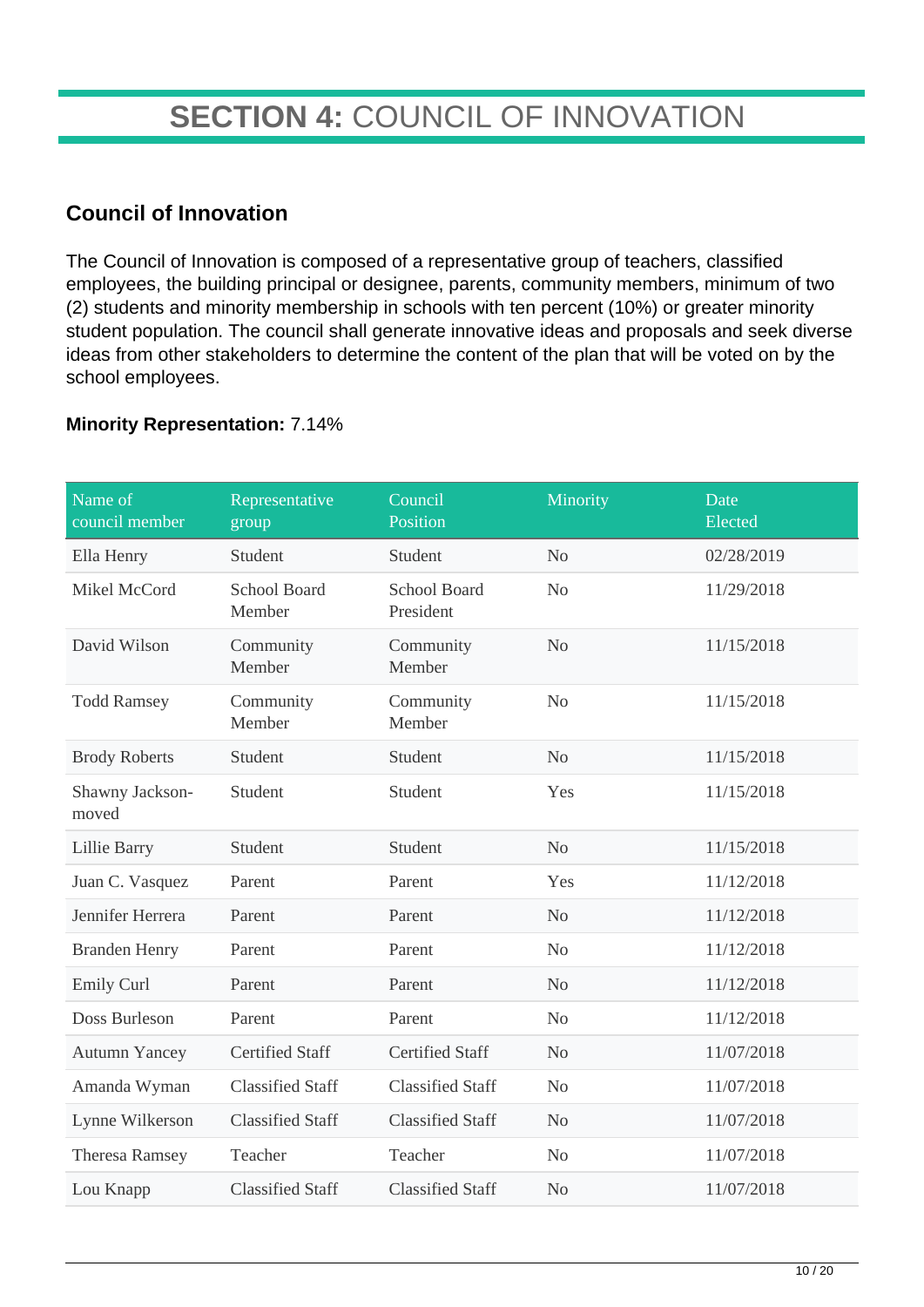# **SECTION 4:** COUNCIL OF INNOVATION

## Council of Innovation

The Council of Innovation is composed of a representative group of teachers, classified employees, the building principal or designee, parents, community members, minimum of two (2) students and minority membership in schools with ten percent (10%) or greater minority student population. The council shall generate innovative ideas and proposals and seek diverse ideas from other stakeholders to determine the content of the plan that will be voted on by the school employees.

**Minority Representation:** 7.14%

| Name of council member | Representative group | Council Position | Minority | Date Elected |
|---|---|---|---|---|
| Ella Henry | Student | Student | No | 02/28/2019 |
| Mikel McCord | School Board Member | School Board President | No | 11/29/2018 |
| David Wilson | Community Member | Community Member | No | 11/15/2018 |
| Todd Ramsey | Community Member | Community Member | No | 11/15/2018 |
| Brody Roberts | Student | Student | No | 11/15/2018 |
| Shawny Jackson-moved | Student | Student | Yes | 11/15/2018 |
| Lillie Barry | Student | Student | No | 11/15/2018 |
| Juan C. Vasquez | Parent | Parent | Yes | 11/12/2018 |
| Jennifer Herrera | Parent | Parent | No | 11/12/2018 |
| Branden Henry | Parent | Parent | No | 11/12/2018 |
| Emily Curl | Parent | Parent | No | 11/12/2018 |
| Doss Burleson | Parent | Parent | No | 11/12/2018 |
| Autumn Yancey | Certified Staff | Certified Staff | No | 11/07/2018 |
| Amanda Wyman | Classified Staff | Classified Staff | No | 11/07/2018 |
| Lynne Wilkerson | Classified Staff | Classified Staff | No | 11/07/2018 |
| Theresa Ramsey | Teacher | Teacher | No | 11/07/2018 |
| Lou Knapp | Classified Staff | Classified Staff | No | 11/07/2018 |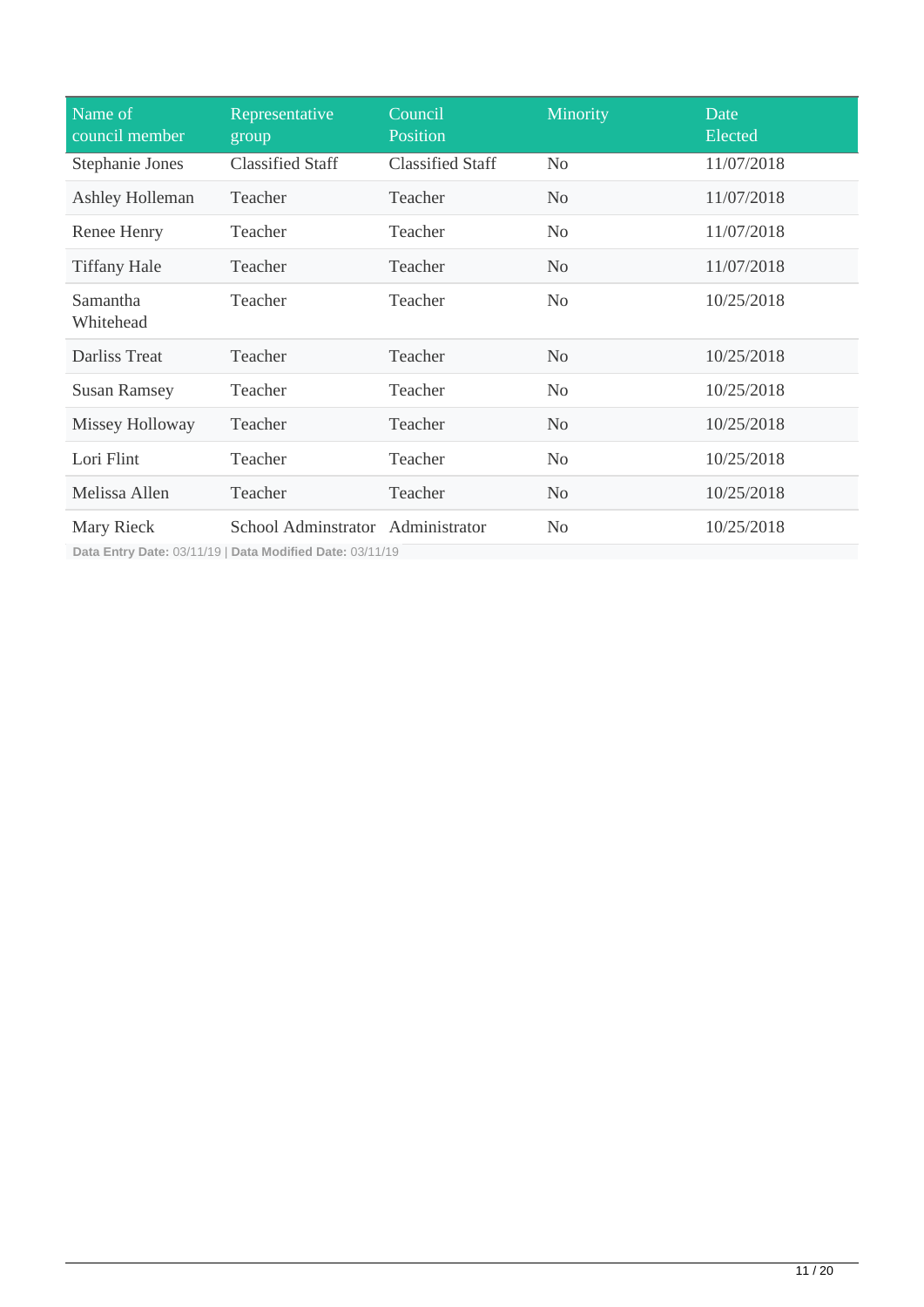| Name of council member | Representative group | Council Position | Minority | Date Elected |
| --- | --- | --- | --- | --- |
| Stephanie Jones | Classified Staff | Classified Staff | No | 11/07/2018 |
| Ashley Holleman | Teacher | Teacher | No | 11/07/2018 |
| Renee Henry | Teacher | Teacher | No | 11/07/2018 |
| Tiffany Hale | Teacher | Teacher | No | 11/07/2018 |
| Samantha Whitehead | Teacher | Teacher | No | 10/25/2018 |
| Darliss Treat | Teacher | Teacher | No | 10/25/2018 |
| Susan Ramsey | Teacher | Teacher | No | 10/25/2018 |
| Missey Holloway | Teacher | Teacher | No | 10/25/2018 |
| Lori Flint | Teacher | Teacher | No | 10/25/2018 |
| Melissa Allen | Teacher | Teacher | No | 10/25/2018 |
| Mary Rieck | School Adminstrator | Administrator | No | 10/25/2018 |

**Data Entry Date:** 03/11/19 | **Data Modified Date:** 03/11/19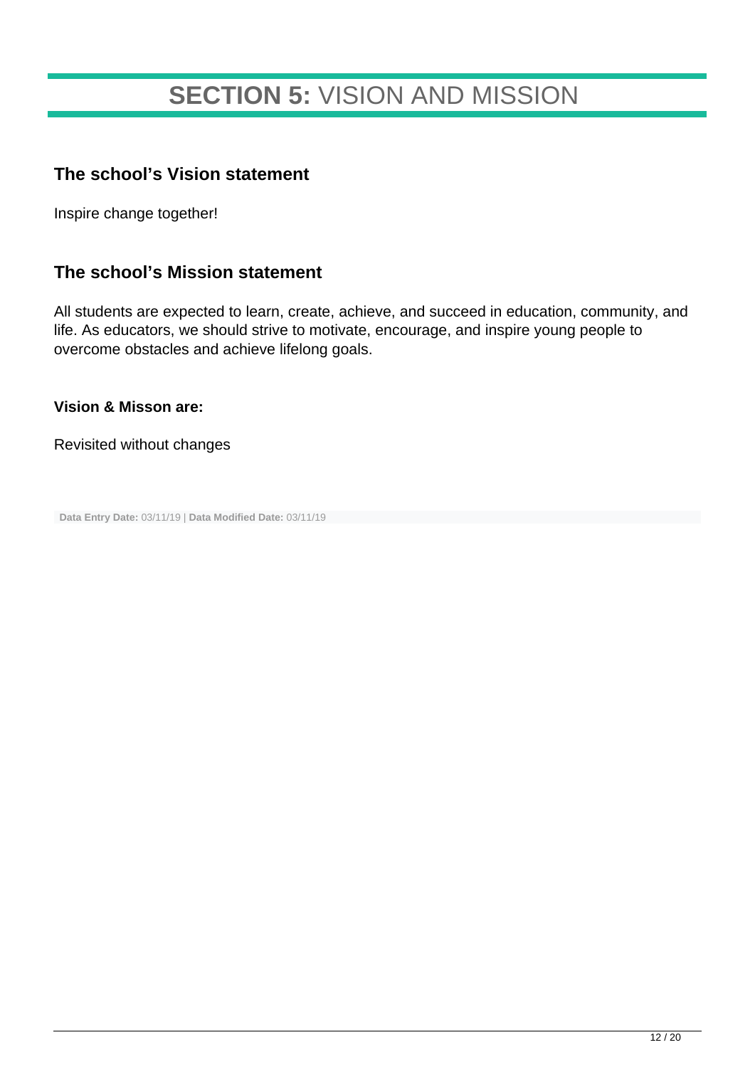# **SECTION 5:** VISION AND MISSION

## The school's Vision statement

Inspire change together!

## The school's Mission statement

All students are expected to learn, create, achieve, and succeed in education, community, and life. As educators, we should strive to motivate, encourage, and inspire young people to overcome obstacles and achieve lifelong goals.

**Vision & Misson are:**

Revisited without changes

**Data Entry Date:** 03/11/19 | **Data Modified Date:** 03/11/19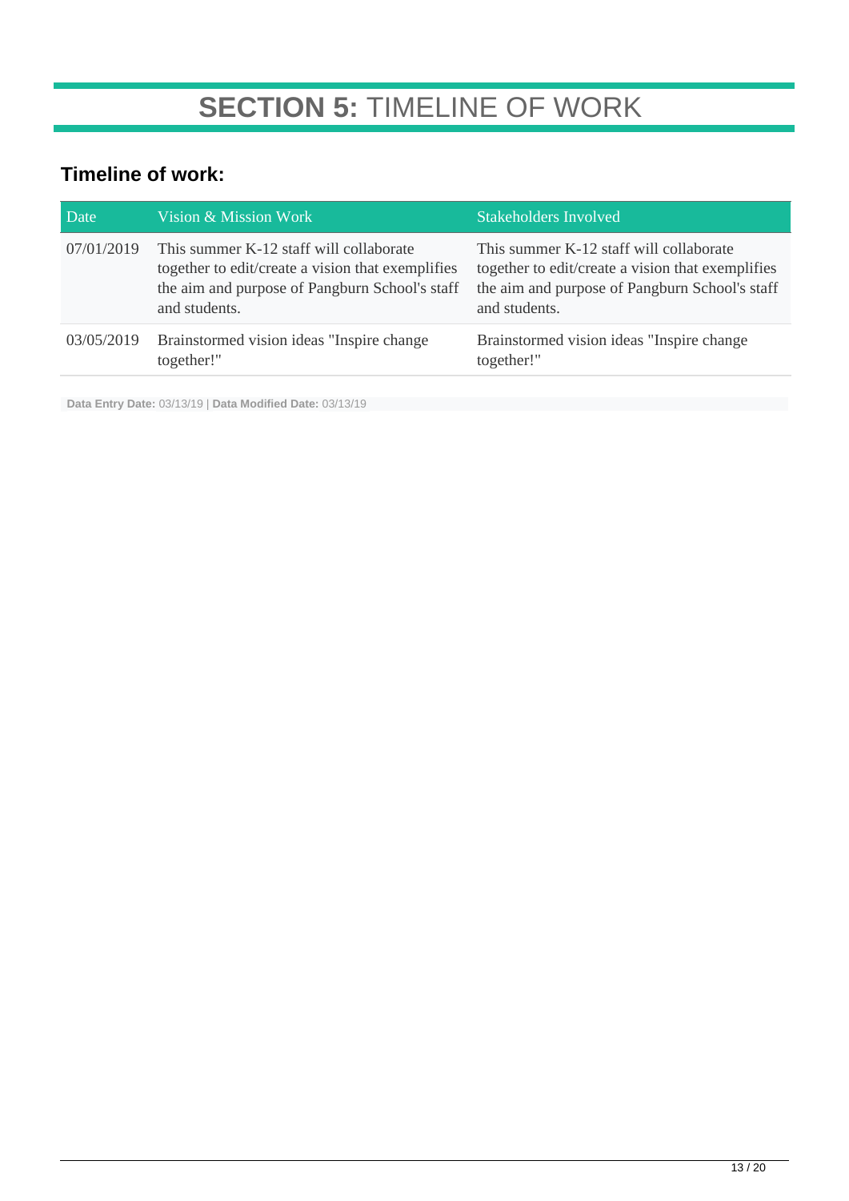# **SECTION 5:** TIMELINE OF WORK

## Timeline of work:

| Date | Vision & Mission Work | Stakeholders Involved |
|---|---|---|
| 07/01/2019 | This summer K-12 staff will collaborate together to edit/create a vision that exemplifies the aim and purpose of Pangburn School's staff and students. | This summer K-12 staff will collaborate together to edit/create a vision that exemplifies the aim and purpose of Pangburn School's staff and students. |
| 03/05/2019 | Brainstormed vision ideas "Inspire change together!" | Brainstormed vision ideas "Inspire change together!" |

**Data Entry Date:** 03/13/19 | **Data Modified Date:** 03/13/19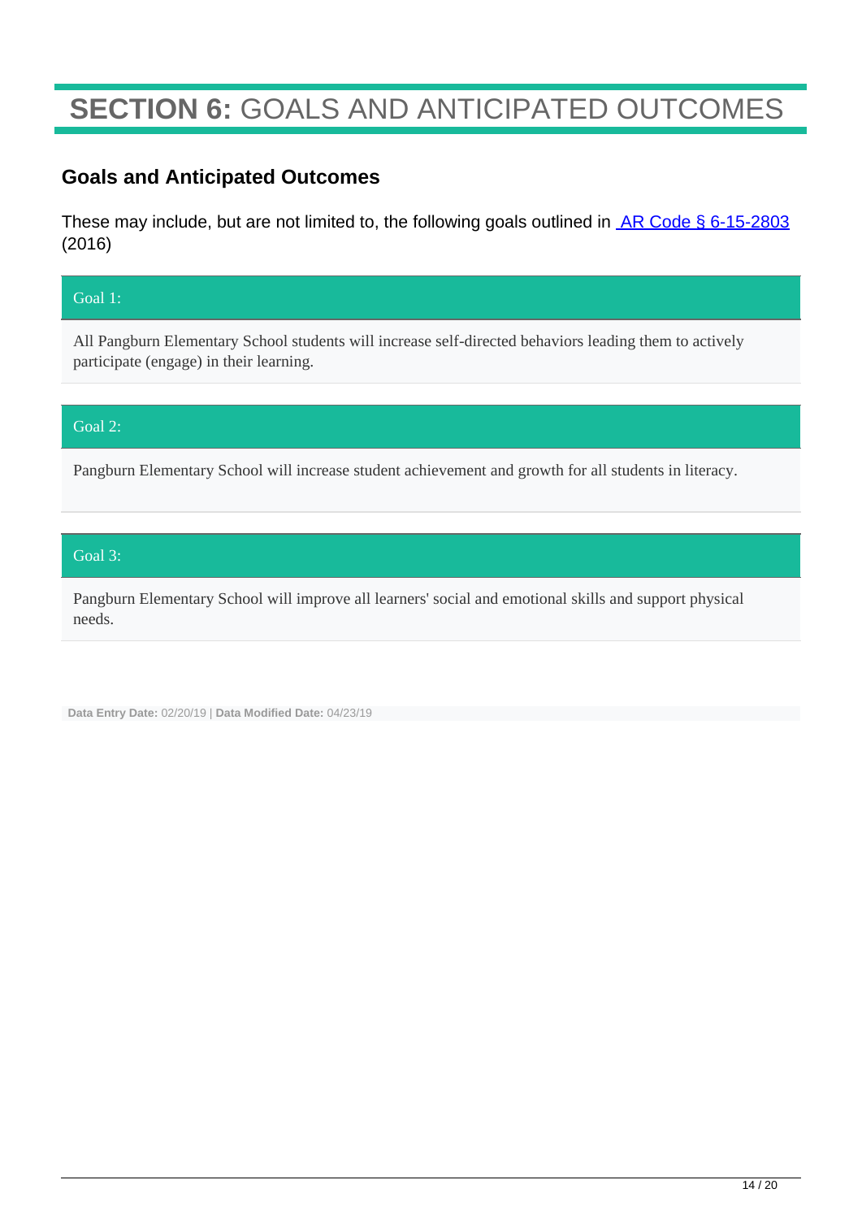# **SECTION 6:** GOALS AND ANTICIPATED OUTCOMES

## Goals and Anticipated Outcomes

These may include, but are not limited to, the following goals outlined in [AR Code § 6-15-2803](AR Code § 6-15-2803) (2016)

**Goal 1:**

All Pangburn Elementary School students will increase self-directed behaviors leading them to actively participate (engage) in their learning.

**Goal 2:**

Pangburn Elementary School will increase student achievement and growth for all students in literacy.

**Goal 3:**

Pangburn Elementary School will improve all learners' social and emotional skills and support physical needs.

**Data Entry Date:** 02/20/19 | **Data Modified Date:** 04/23/19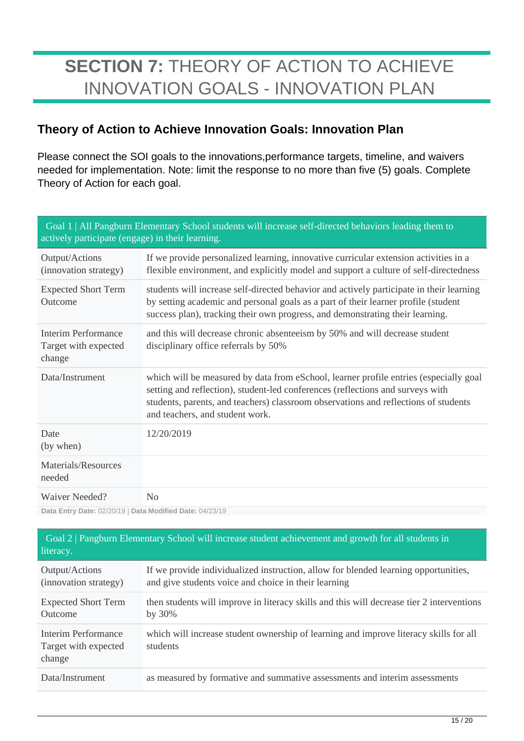# **SECTION 7:** THEORY OF ACTION TO ACHIEVE INNOVATION GOALS - INNOVATION PLAN

## Theory of Action to Achieve Innovation Goals: Innovation Plan

Please connect the SOI goals to the innovations,performance targets, timeline, and waivers needed for implementation. Note: limit the response to no more than five (5) goals. Complete Theory of Action for each goal.

| Goal 1 \| All Pangburn Elementary School students will increase self-directed behaviors leading them to actively participate (engage) in their learning. | |
|---|---|
| Output/Actions (innovation strategy) | If we provide personalized learning, innovative curricular extension activities in a flexible environment, and explicitly model and support a culture of self-directedness |
| Expected Short Term Outcome | students will increase self-directed behavior and actively participate in their learning by setting academic and personal goals as a part of their learner profile (student success plan), tracking their own progress, and demonstrating their learning. |
| Interim Performance Target with expected change | and this will decrease chronic absenteeism by 50% and will decrease student disciplinary office referrals by 50% |
| Data/Instrument | which will be measured by data from eSchool, learner profile entries (especially goal setting and reflection), student-led conferences (reflections and surveys with students, parents, and teachers) classroom observations and reflections of students and teachers, and student work. |
| Date (by when) | 12/20/2019 |
| Materials/Resources needed | |
| Waiver Needed? | No |

**Data Entry Date:** 02/20/19 | **Data Modified Date:** 04/23/19

| Goal 2 \| Pangburn Elementary School will increase student achievement and growth for all students in literacy. | |
|---|---|
| Output/Actions (innovation strategy) | If we provide individualized instruction, allow for blended learning opportunities, and give students voice and choice in their learning |
| Expected Short Term Outcome | then students will improve in literacy skills and this will decrease tier 2 interventions by 30% |
| Interim Performance Target with expected change | which will increase student ownership of learning and improve literacy skills for all students |
| Data/Instrument | as measured by formative and summative assessments and interim assessments |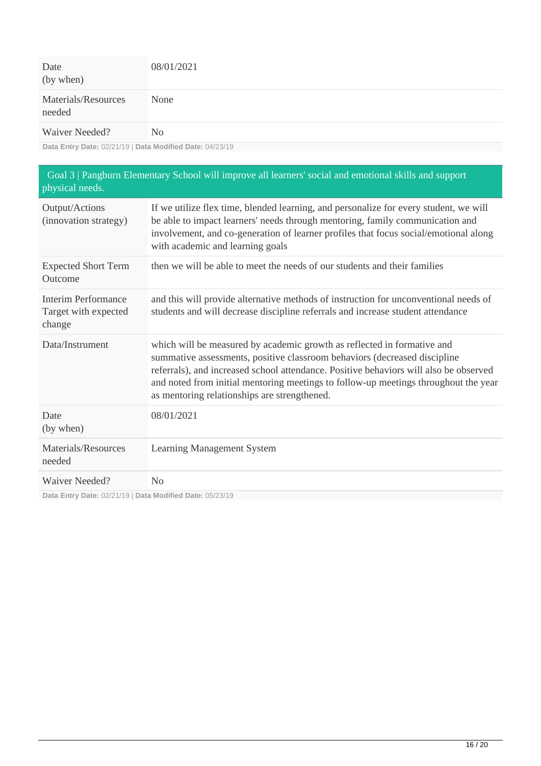| | |
|---|---|
| Date (by when) | 08/01/2021 |
| Materials/Resources needed | None |
| Waiver Needed? | No |

**Data Entry Date:** 02/21/19 | **Data Modified Date:** 04/23/19

## Goal 3 | Pangburn Elementary School will improve all learners' social and emotional skills and support physical needs.

| | |
|---|---|
| Output/Actions (innovation strategy) | If we utilize flex time, blended learning, and personalize for every student, we will be able to impact learners' needs through mentoring, family communication and involvement, and co-generation of learner profiles that focus social/emotional along with academic and learning goals |
| Expected Short Term Outcome | then we will be able to meet the needs of our students and their families |
| Interim Performance Target with expected change | and this will provide alternative methods of instruction for unconventional needs of students and will decrease discipline referrals and increase student attendance |
| Data/Instrument | which will be measured by academic growth as reflected in formative and summative assessments, positive classroom behaviors (decreased discipline referrals), and increased school attendance. Positive behaviors will also be observed and noted from initial mentoring meetings to follow-up meetings throughout the year as mentoring relationships are strengthened. |
| Date (by when) | 08/01/2021 |
| Materials/Resources needed | Learning Management System |
| Waiver Needed? | No |

**Data Entry Date:** 02/21/19 | **Data Modified Date:** 05/23/19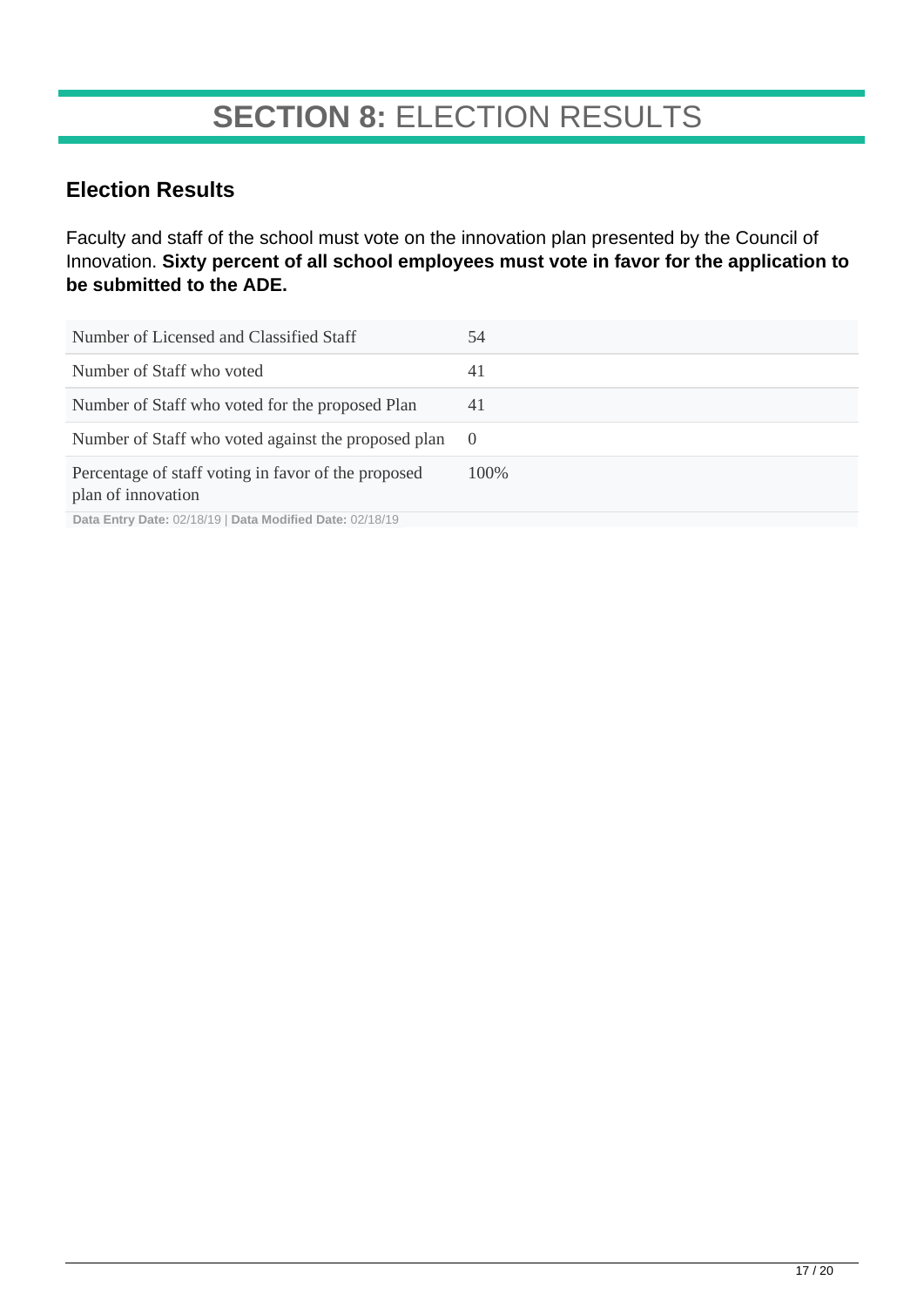# **SECTION 8:** ELECTION RESULTS

## Election Results

Faculty and staff of the school must vote on the innovation plan presented by the Council of Innovation. **Sixty percent of all school employees must vote in favor for the application to be submitted to the ADE.**

| | |
|---|---|
| Number of Licensed and Classified Staff | 54 |
| Number of Staff who voted | 41 |
| Number of Staff who voted for the proposed Plan | 41 |
| Number of Staff who voted against the proposed plan | 0 |
| Percentage of staff voting in favor of the proposed plan of innovation | 100% |

**Data Entry Date:** 02/18/19 | **Data Modified Date:** 02/18/19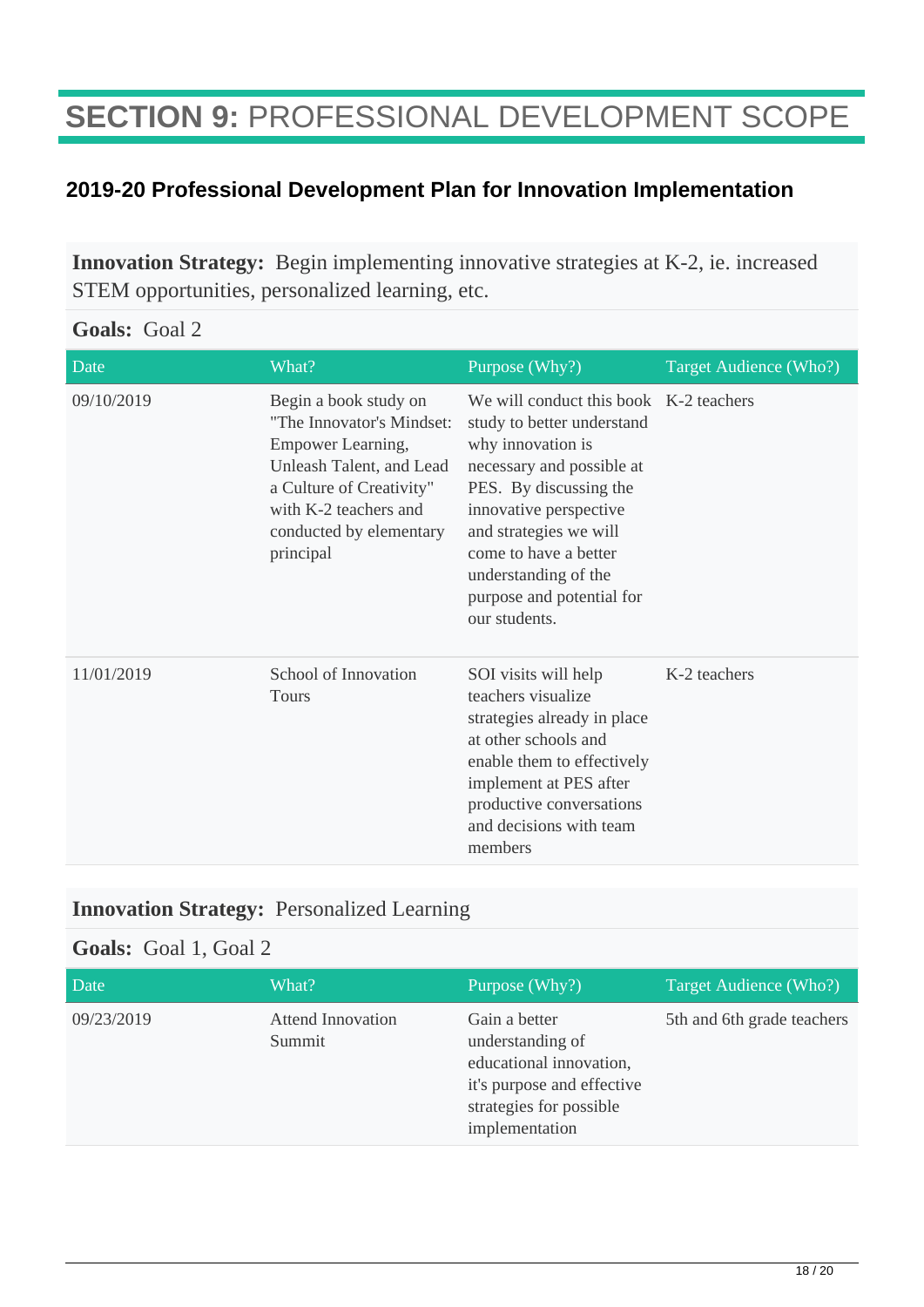# **SECTION 9:** PROFESSIONAL DEVELOPMENT SCOPE

## 2019-20 Professional Development Plan for Innovation Implementation

**Innovation Strategy:** Begin implementing innovative strategies at K-2, ie. increased STEM opportunities, personalized learning, etc.

**Goals:** Goal 2

| Date | What? | Purpose (Why?) | Target Audience (Who?) |
|---|---|---|---|
| 09/10/2019 | Begin a book study on "The Innovator's Mindset: Empower Learning, Unleash Talent, and Lead a Culture of Creativity" with K-2 teachers and conducted by elementary principal | We will conduct this book study to better understand why innovation is necessary and possible at PES. By discussing the innovative perspective and strategies we will come to have a better understanding of the purpose and potential for our students. | K-2 teachers |
| 11/01/2019 | School of Innovation Tours | SOI visits will help teachers visualize strategies already in place at other schools and enable them to effectively implement at PES after productive conversations and decisions with team members | K-2 teachers |

**Innovation Strategy:** Personalized Learning

**Goals:** Goal 1, Goal 2

| Date | What? | Purpose (Why?) | Target Audience (Who?) |
|---|---|---|---|
| 09/23/2019 | Attend Innovation Summit | Gain a better understanding of educational innovation, it's purpose and effective strategies for possible implementation | 5th and 6th grade teachers |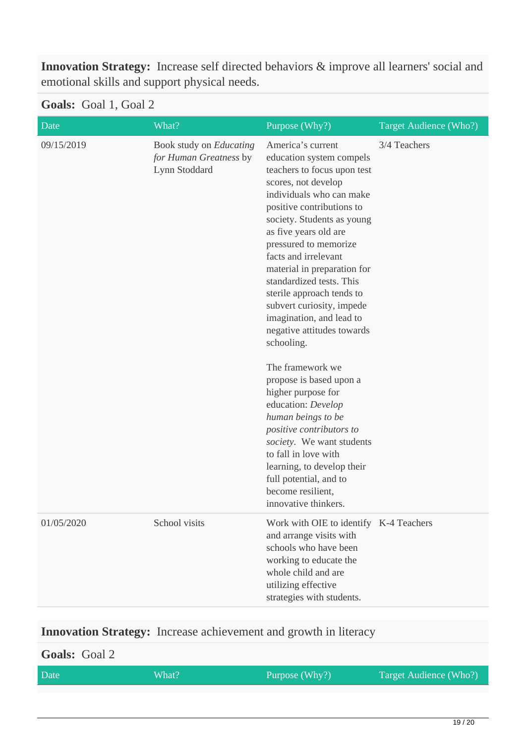**Innovation Strategy:** Increase self directed behaviors & improve all learners' social and emotional skills and support physical needs.

**Goals:** Goal 1, Goal 2

| Date | What? | Purpose (Why?) | Target Audience (Who?) |
|---|---|---|---|
| 09/15/2019 | Book study on *Educating for Human Greatness* by Lynn Stoddard | America's current education system compels teachers to focus upon test scores, not develop individuals who can make positive contributions to society. Students as young as five years old are pressured to memorize facts and irrelevant material in preparation for standardized tests. This sterile approach tends to subvert curiosity, impede imagination, and lead to negative attitudes towards schooling.<br><br>The framework we propose is based upon a higher purpose for education: *Develop human beings to be positive contributors to society*. We want students to fall in love with learning, to develop their full potential, and to become resilient, innovative thinkers. | 3/4 Teachers |
| 01/05/2020 | School visits | Work with OIE to identify and arrange visits with schools who have been working to educate the whole child and are utilizing effective strategies with students. | K-4 Teachers |

**Innovation Strategy:** Increase achievement and growth in literacy

**Goals:** Goal 2

| Date | What? | Purpose (Why?) | Target Audience (Who?) |
|---|---|---|---|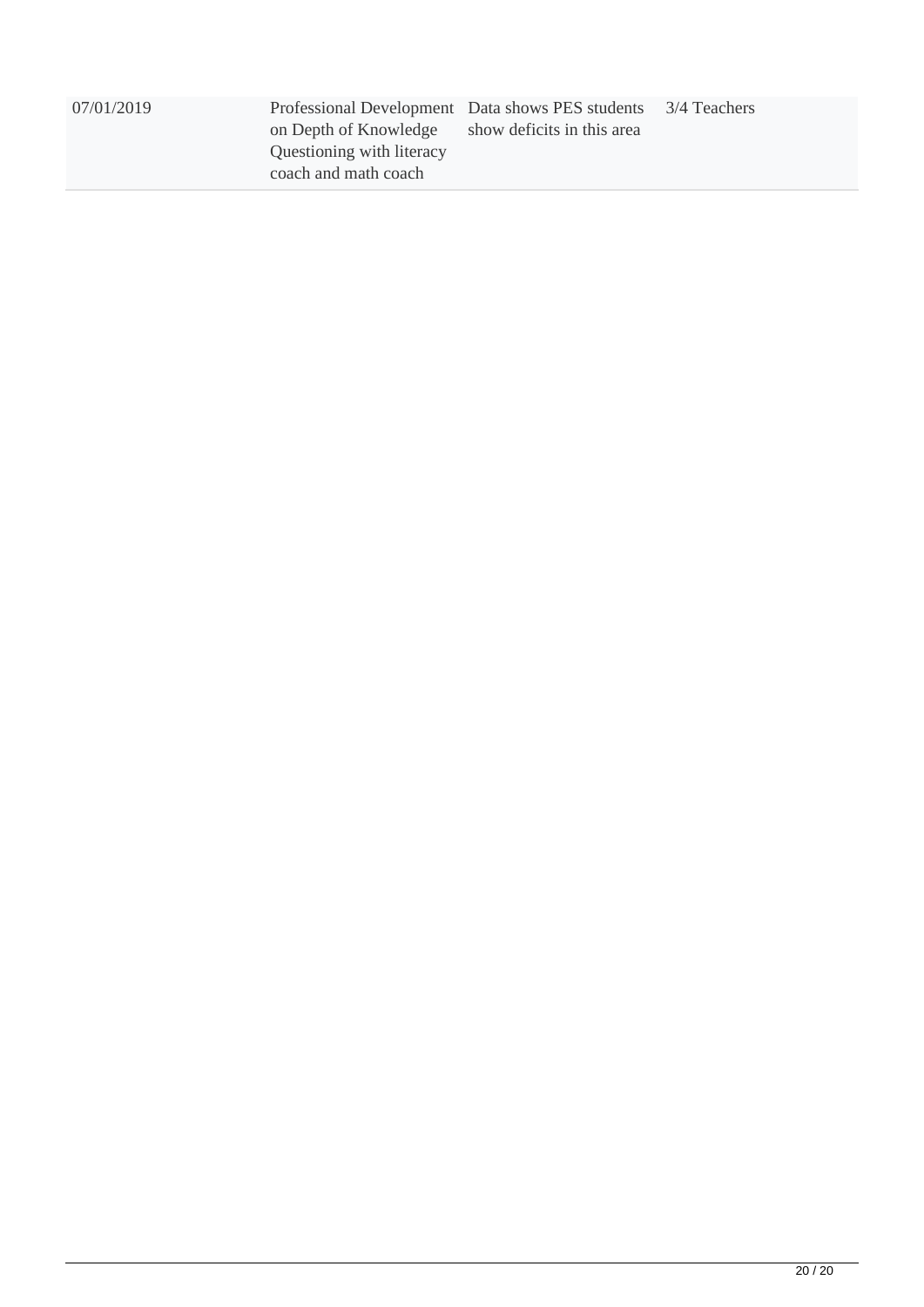| | | | |
|---|---|---|---|
| 07/01/2019 | Professional Development on Depth of Knowledge Questioning with literacy coach and math coach | Data shows PES students show deficits in this area | 3/4 Teachers |